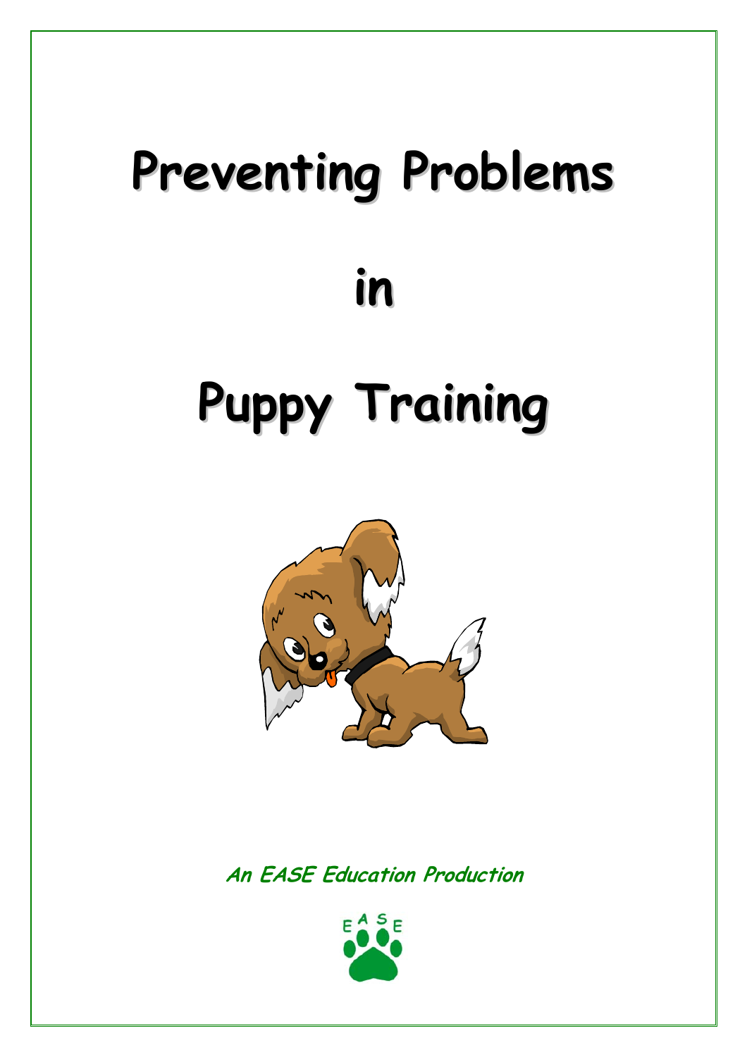# Preventing Problems

# in

# Puppy Training

***An EASE Education Production***

EASE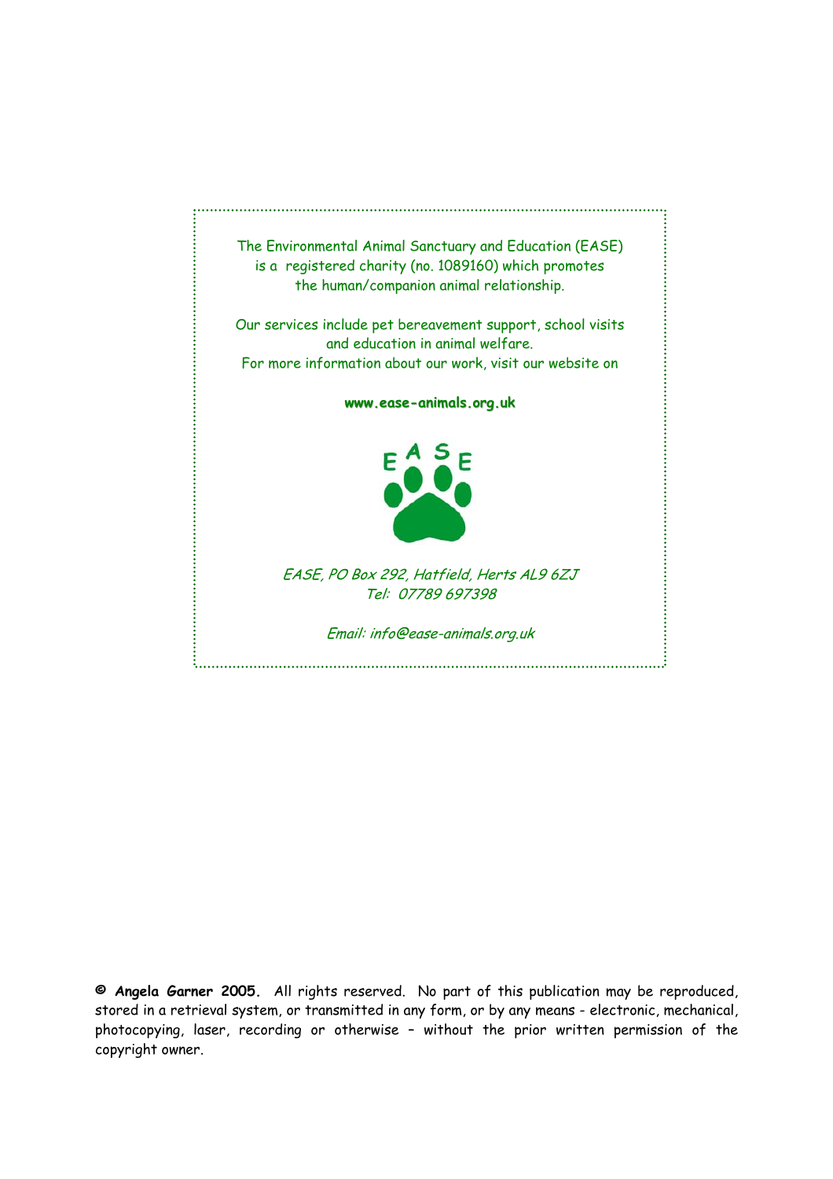The Environmental Animal Sanctuary and Education (EASE) is a registered charity (no. 1089160) which promotes the human/companion animal relationship.

Our services include pet bereavement support, school visits and education in animal welfare.
For more information about our work, visit our website on

**www.ease-animals.org.uk**

*EASE, PO Box 292, Hatfield, Herts AL9 6ZJ*
*Tel: 07789 697398*

*Email: info@ease-animals.org.uk*

**© Angela Garner 2005.** All rights reserved. No part of this publication may be reproduced, stored in a retrieval system, or transmitted in any form, or by any means - electronic, mechanical, photocopying, laser, recording or otherwise – without the prior written permission of the copyright owner.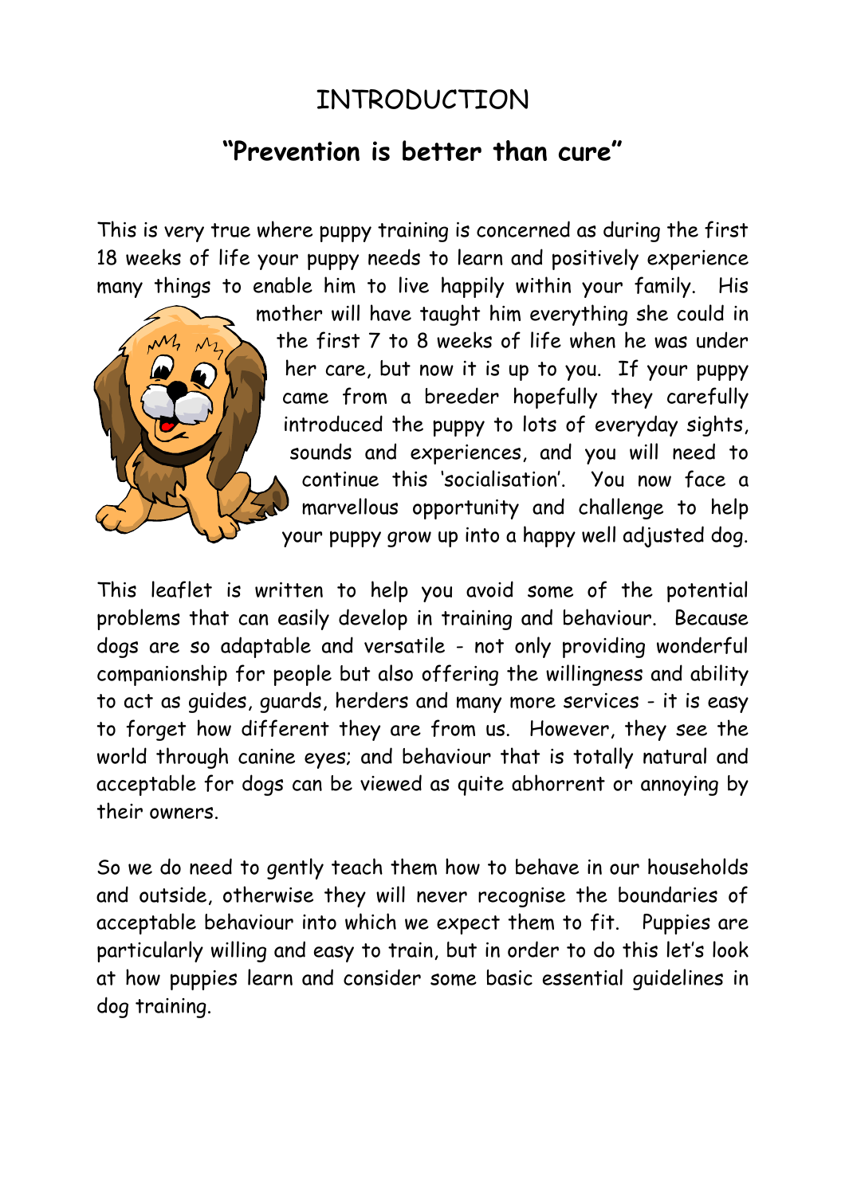# INTRODUCTION

## "Prevention is better than cure"

This is very true where puppy training is concerned as during the first 18 weeks of life your puppy needs to learn and positively experience many things to enable him to live happily within your family. His mother will have taught him everything she could in the first 7 to 8 weeks of life when he was under her care, but now it is up to you. If your puppy came from a breeder hopefully they carefully introduced the puppy to lots of everyday sights, sounds and experiences, and you will need to continue this 'socialisation'. You now face a marvellous opportunity and challenge to help your puppy grow up into a happy well adjusted dog.

This leaflet is written to help you avoid some of the potential problems that can easily develop in training and behaviour. Because dogs are so adaptable and versatile - not only providing wonderful companionship for people but also offering the willingness and ability to act as guides, guards, herders and many more services - it is easy to forget how different they are from us. However, they see the world through canine eyes; and behaviour that is totally natural and acceptable for dogs can be viewed as quite abhorrent or annoying by their owners.

So we do need to gently teach them how to behave in our households and outside, otherwise they will never recognise the boundaries of acceptable behaviour into which we expect them to fit. Puppies are particularly willing and easy to train, but in order to do this let's look at how puppies learn and consider some basic essential guidelines in dog training.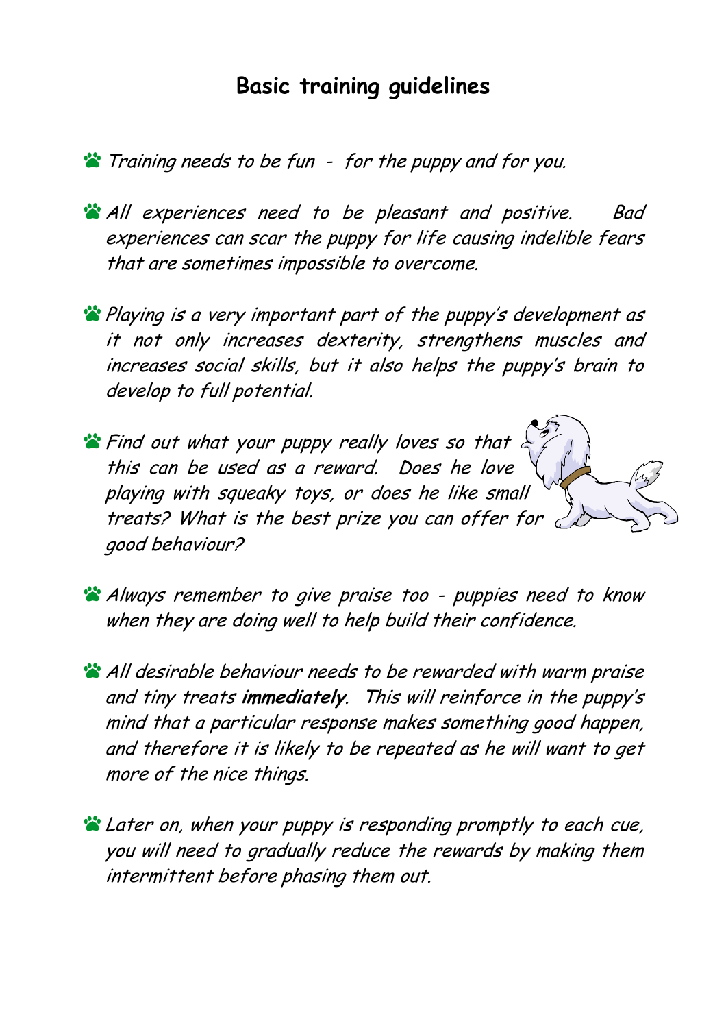## Basic training guidelines

- *Training needs to be fun - for the puppy and for you.*

- *All experiences need to be pleasant and positive. Bad experiences can scar the puppy for life causing indelible fears that are sometimes impossible to overcome.*

- *Playing is a very important part of the puppy's development as it not only increases dexterity, strengthens muscles and increases social skills, but it also helps the puppy's brain to develop to full potential.*

- *Find out what your puppy really loves so that this can be used as a reward. Does he love playing with squeaky toys, or does he like small treats? What is the best prize you can offer for good behaviour?*

- *Always remember to give praise too - puppies need to know when they are doing well to help build their confidence.*

- *All desirable behaviour needs to be rewarded with warm praise and tiny treats* ***immediately****. This will reinforce in the puppy's mind that a particular response makes something good happen, and therefore it is likely to be repeated as he will want to get more of the nice things.*

- *Later on, when your puppy is responding promptly to each cue, you will need to gradually reduce the rewards by making them intermittent before phasing them out.*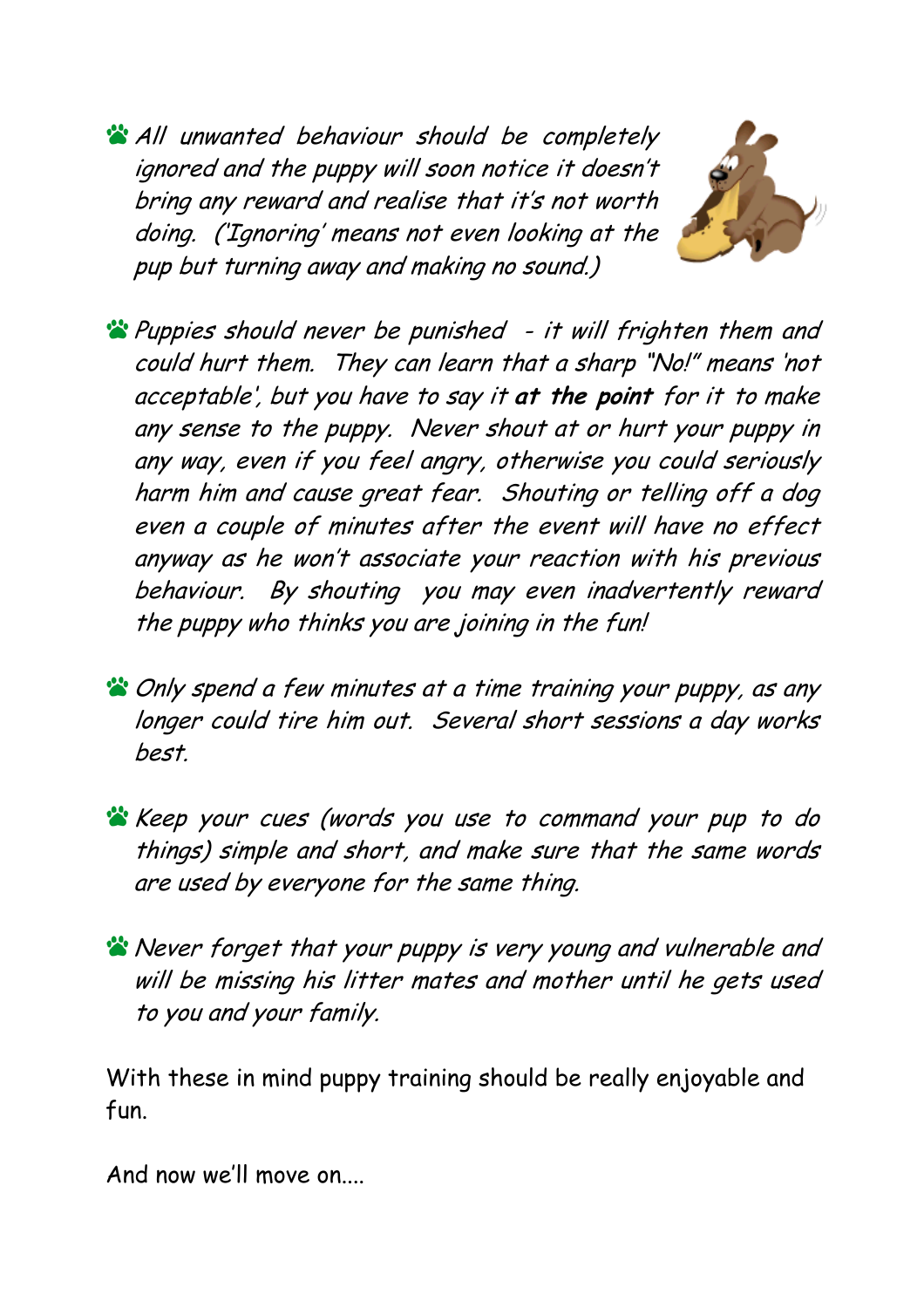- *All unwanted behaviour should be completely ignored and the puppy will soon notice it doesn't bring any reward and realise that it's not worth doing. ('Ignoring' means not even looking at the pup but turning away and making no sound.)*

- *Puppies should never be punished - it will frighten them and could hurt them. They can learn that a sharp "No!" means 'not acceptable', but you have to say it* ***at the point*** *for it to make any sense to the puppy. Never shout at or hurt your puppy in any way, even if you feel angry, otherwise you could seriously harm him and cause great fear. Shouting or telling off a dog even a couple of minutes after the event will have no effect anyway as he won't associate your reaction with his previous behaviour. By shouting you may even inadvertently reward the puppy who thinks you are joining in the fun!*

- *Only spend a few minutes at a time training your puppy, as any longer could tire him out. Several short sessions a day works best.*

- *Keep your cues (words you use to command your pup to do things) simple and short, and make sure that the same words are used by everyone for the same thing.*

- *Never forget that your puppy is very young and vulnerable and will be missing his litter mates and mother until he gets used to you and your family.*

With these in mind puppy training should be really enjoyable and fun.

And now we'll move on....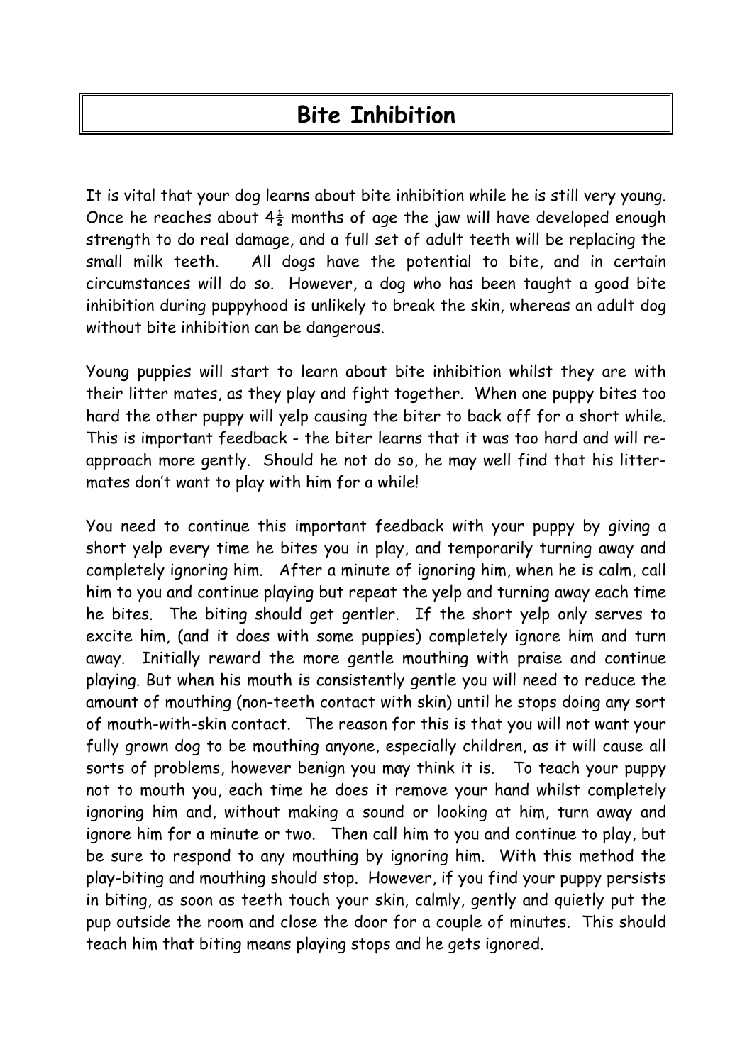# Bite Inhibition

It is vital that your dog learns about bite inhibition while he is still very young. Once he reaches about 4½ months of age the jaw will have developed enough strength to do real damage, and a full set of adult teeth will be replacing the small milk teeth. All dogs have the potential to bite, and in certain circumstances will do so. However, a dog who has been taught a good bite inhibition during puppyhood is unlikely to break the skin, whereas an adult dog without bite inhibition can be dangerous.

Young puppies will start to learn about bite inhibition whilst they are with their litter mates, as they play and fight together. When one puppy bites too hard the other puppy will yelp causing the biter to back off for a short while. This is important feedback - the biter learns that it was too hard and will re-approach more gently. Should he not do so, he may well find that his litter-mates don't want to play with him for a while!

You need to continue this important feedback with your puppy by giving a short yelp every time he bites you in play, and temporarily turning away and completely ignoring him. After a minute of ignoring him, when he is calm, call him to you and continue playing but repeat the yelp and turning away each time he bites. The biting should get gentler. If the short yelp only serves to excite him, (and it does with some puppies) completely ignore him and turn away. Initially reward the more gentle mouthing with praise and continue playing. But when his mouth is consistently gentle you will need to reduce the amount of mouthing (non-teeth contact with skin) until he stops doing any sort of mouth-with-skin contact. The reason for this is that you will not want your fully grown dog to be mouthing anyone, especially children, as it will cause all sorts of problems, however benign you may think it is. To teach your puppy not to mouth you, each time he does it remove your hand whilst completely ignoring him and, without making a sound or looking at him, turn away and ignore him for a minute or two. Then call him to you and continue to play, but be sure to respond to any mouthing by ignoring him. With this method the play-biting and mouthing should stop. However, if you find your puppy persists in biting, as soon as teeth touch your skin, calmly, gently and quietly put the pup outside the room and close the door for a couple of minutes. This should teach him that biting means playing stops and he gets ignored.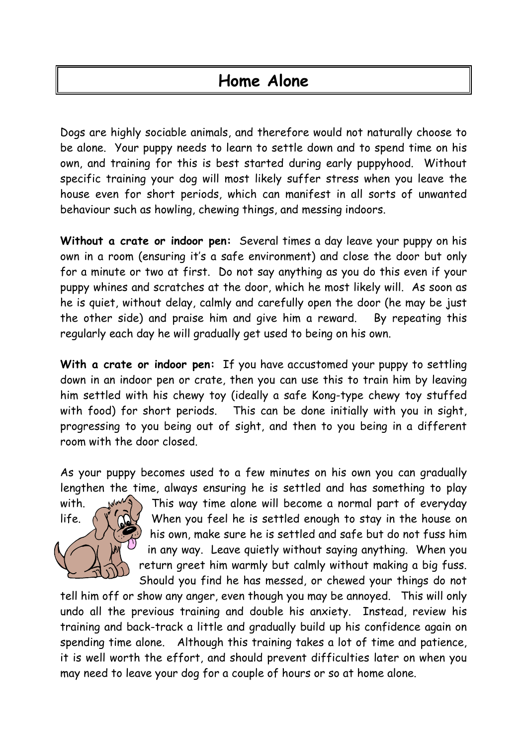# Home Alone

Dogs are highly sociable animals, and therefore would not naturally choose to be alone. Your puppy needs to learn to settle down and to spend time on his own, and training for this is best started during early puppyhood. Without specific training your dog will most likely suffer stress when you leave the house even for short periods, which can manifest in all sorts of unwanted behaviour such as howling, chewing things, and messing indoors.

**Without a crate or indoor pen:** Several times a day leave your puppy on his own in a room (ensuring it's a safe environment) and close the door but only for a minute or two at first. Do not say anything as you do this even if your puppy whines and scratches at the door, which he most likely will. As soon as he is quiet, without delay, calmly and carefully open the door (he may be just the other side) and praise him and give him a reward. By repeating this regularly each day he will gradually get used to being on his own.

**With a crate or indoor pen:** If you have accustomed your puppy to settling down in an indoor pen or crate, then you can use this to train him by leaving him settled with his chewy toy (ideally a safe Kong-type chewy toy stuffed with food) for short periods. This can be done initially with you in sight, progressing to you being out of sight, and then to you being in a different room with the door closed.

As your puppy becomes used to a few minutes on his own you can gradually lengthen the time, always ensuring he is settled and has something to play with. This way time alone will become a normal part of everyday life. When you feel he is settled enough to stay in the house on his own, make sure he is settled and safe but do not fuss him in any way. Leave quietly without saying anything. When you return greet him warmly but calmly without making a big fuss. Should you find he has messed, or chewed your things do not tell him off or show any anger, even though you may be annoyed. This will only undo all the previous training and double his anxiety. Instead, review his training and back-track a little and gradually build up his confidence again on spending time alone. Although this training takes a lot of time and patience, it is well worth the effort, and should prevent difficulties later on when you may need to leave your dog for a couple of hours or so at home alone.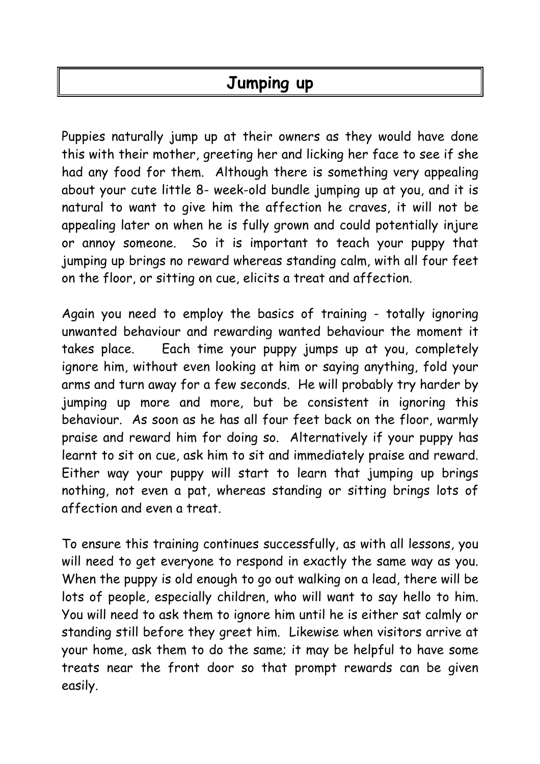# Jumping up

Puppies naturally jump up at their owners as they would have done this with their mother, greeting her and licking her face to see if she had any food for them. Although there is something very appealing about your cute little 8- week-old bundle jumping up at you, and it is natural to want to give him the affection he craves, it will not be appealing later on when he is fully grown and could potentially injure or annoy someone. So it is important to teach your puppy that jumping up brings no reward whereas standing calm, with all four feet on the floor, or sitting on cue, elicits a treat and affection.

Again you need to employ the basics of training - totally ignoring unwanted behaviour and rewarding wanted behaviour the moment it takes place. Each time your puppy jumps up at you, completely ignore him, without even looking at him or saying anything, fold your arms and turn away for a few seconds. He will probably try harder by jumping up more and more, but be consistent in ignoring this behaviour. As soon as he has all four feet back on the floor, warmly praise and reward him for doing so. Alternatively if your puppy has learnt to sit on cue, ask him to sit and immediately praise and reward. Either way your puppy will start to learn that jumping up brings nothing, not even a pat, whereas standing or sitting brings lots of affection and even a treat.

To ensure this training continues successfully, as with all lessons, you will need to get everyone to respond in exactly the same way as you. When the puppy is old enough to go out walking on a lead, there will be lots of people, especially children, who will want to say hello to him. You will need to ask them to ignore him until he is either sat calmly or standing still before they greet him. Likewise when visitors arrive at your home, ask them to do the same; it may be helpful to have some treats near the front door so that prompt rewards can be given easily.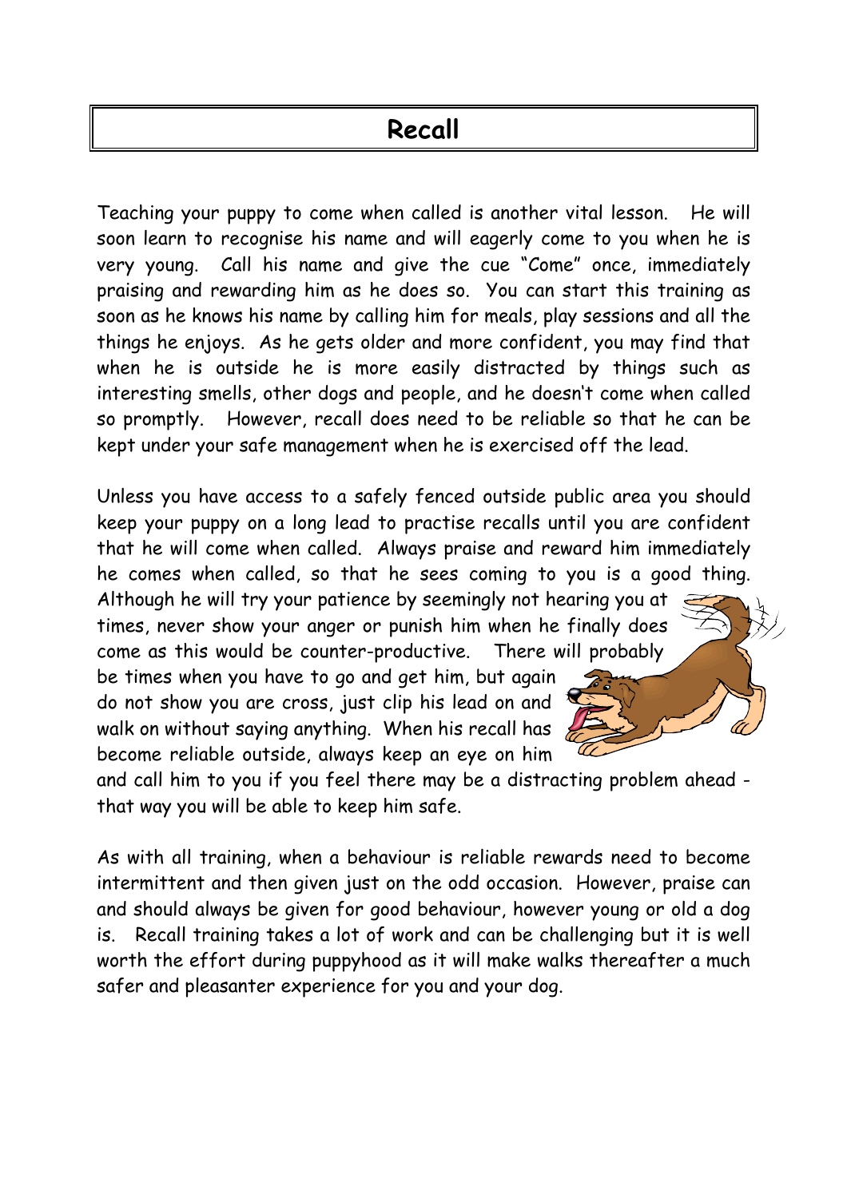# Recall

Teaching your puppy to come when called is another vital lesson. He will soon learn to recognise his name and will eagerly come to you when he is very young. Call his name and give the cue "Come" once, immediately praising and rewarding him as he does so. You can start this training as soon as he knows his name by calling him for meals, play sessions and all the things he enjoys. As he gets older and more confident, you may find that when he is outside he is more easily distracted by things such as interesting smells, other dogs and people, and he doesn't come when called so promptly. However, recall does need to be reliable so that he can be kept under your safe management when he is exercised off the lead.

Unless you have access to a safely fenced outside public area you should keep your puppy on a long lead to practise recalls until you are confident that he will come when called. Always praise and reward him immediately he comes when called, so that he sees coming to you is a good thing. Although he will try your patience by seemingly not hearing you at times, never show your anger or punish him when he finally does come as this would be counter-productive. There will probably be times when you have to go and get him, but again do not show you are cross, just clip his lead on and walk on without saying anything. When his recall has become reliable outside, always keep an eye on him and call him to you if you feel there may be a distracting problem ahead - that way you will be able to keep him safe.

As with all training, when a behaviour is reliable rewards need to become intermittent and then given just on the odd occasion. However, praise can and should always be given for good behaviour, however young or old a dog is. Recall training takes a lot of work and can be challenging but it is well worth the effort during puppyhood as it will make walks thereafter a much safer and pleasanter experience for you and your dog.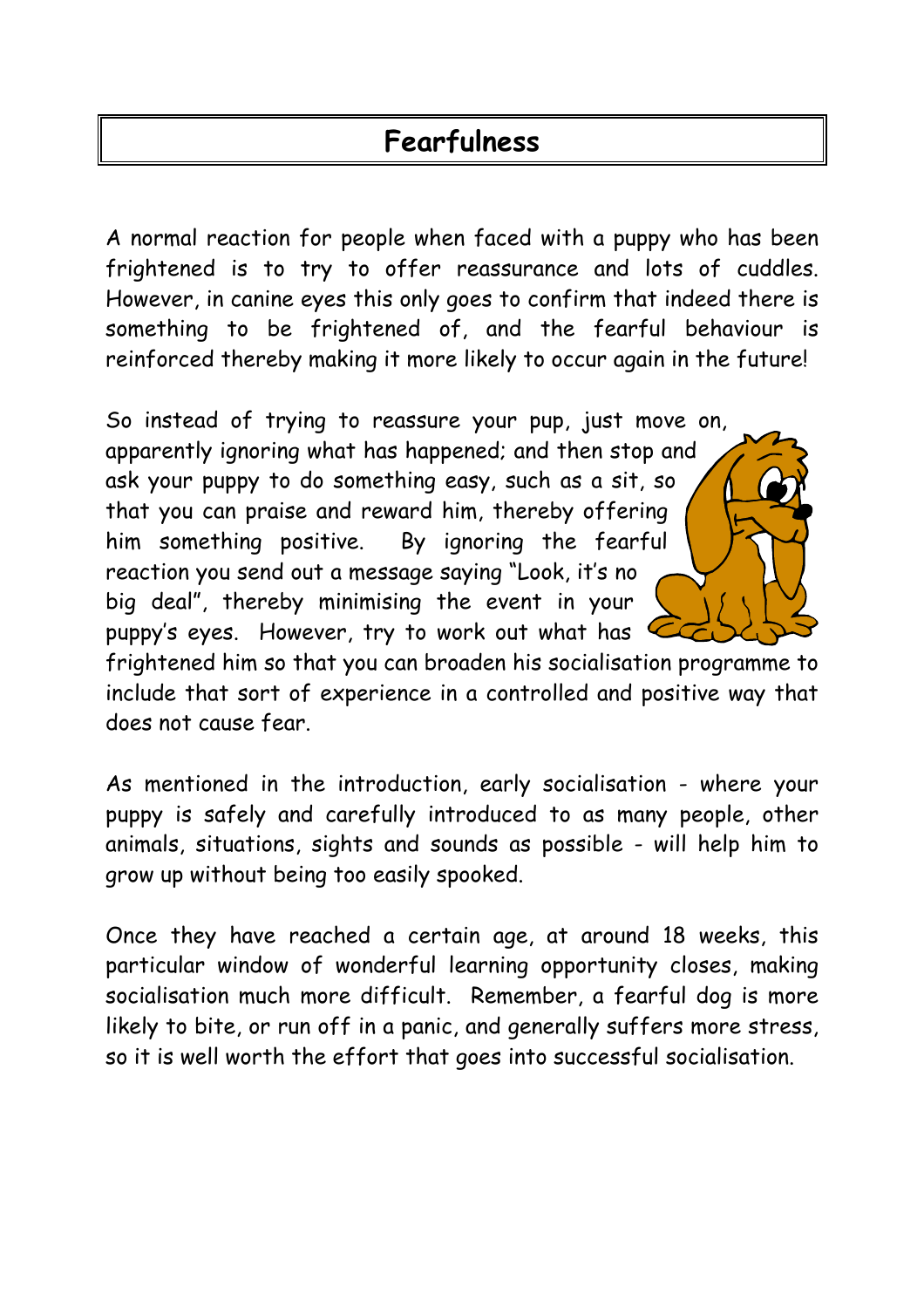# Fearfulness

A normal reaction for people when faced with a puppy who has been frightened is to try to offer reassurance and lots of cuddles. However, in canine eyes this only goes to confirm that indeed there is something to be frightened of, and the fearful behaviour is reinforced thereby making it more likely to occur again in the future!

So instead of trying to reassure your pup, just move on, apparently ignoring what has happened; and then stop and ask your puppy to do something easy, such as a sit, so that you can praise and reward him, thereby offering him something positive. By ignoring the fearful reaction you send out a message saying "Look, it's no big deal", thereby minimising the event in your puppy's eyes. However, try to work out what has frightened him so that you can broaden his socialisation programme to include that sort of experience in a controlled and positive way that does not cause fear.

As mentioned in the introduction, early socialisation - where your puppy is safely and carefully introduced to as many people, other animals, situations, sights and sounds as possible - will help him to grow up without being too easily spooked.

Once they have reached a certain age, at around 18 weeks, this particular window of wonderful learning opportunity closes, making socialisation much more difficult. Remember, a fearful dog is more likely to bite, or run off in a panic, and generally suffers more stress, so it is well worth the effort that goes into successful socialisation.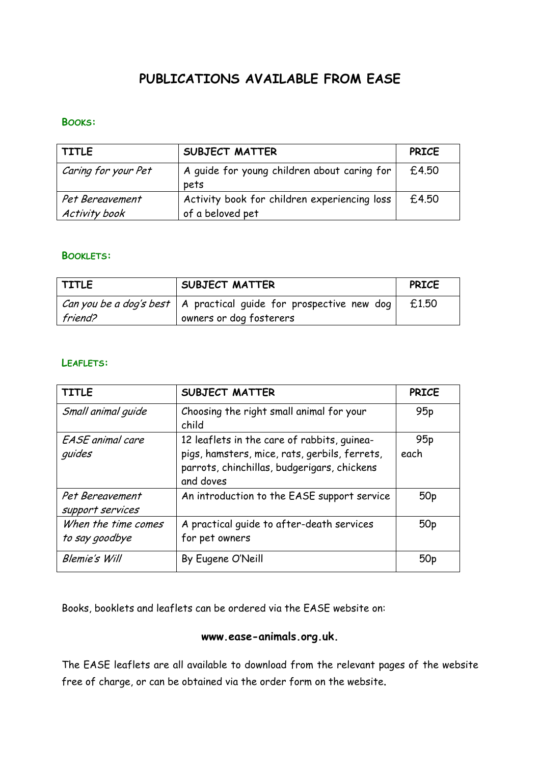# PUBLICATIONS AVAILABLE FROM EASE

## BOOKS:

| TITLE | SUBJECT MATTER | PRICE |
|---|---|---|
| *Caring for your Pet* | A guide for young children about caring for pets | £4.50 |
| *Pet Bereavement Activity book* | Activity book for children experiencing loss of a beloved pet | £4.50 |

## BOOKLETS:

| TITLE | SUBJECT MATTER | PRICE |
|---|---|---|
| *Can you be a dog's best friend?* | A practical guide for prospective new dog owners or dog fosterers | £1.50 |

## LEAFLETS:

| TITLE | SUBJECT MATTER | PRICE |
|---|---|---|
| *Small animal guide* | Choosing the right small animal for your child | 95p |
| *EASE animal care guides* | 12 leaflets in the care of rabbits, guinea-pigs, hamsters, mice, rats, gerbils, ferrets, parrots, chinchillas, budgerigars, chickens and doves | 95p each |
| *Pet Bereavement support services* | An introduction to the EASE support service | 50p |
| *When the time comes to say goodbye* | A practical guide to after-death services for pet owners | 50p |
| *Blemie's Will* | By Eugene O'Neill | 50p |

Books, booklets and leaflets can be ordered via the EASE website on:

**www.ease-animals.org.uk.**

The EASE leaflets are all available to download from the relevant pages of the website free of charge, or can be obtained via the order form on the website.